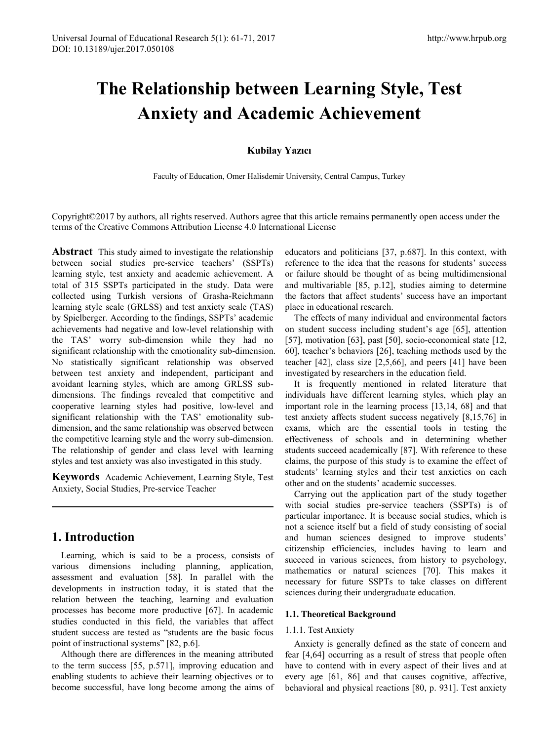# The Relationship between Learning Style, Test Anxiety and Academic Achievement

**Kubilay Yazıcı**

Faculty of Education, Omer Halisdemir University, Central Campus, Turkey

Copyright©2017 by authors, all rights reserved. Authors agree that this article remains permanently open access under the terms of the Creative Commons Attribution License 4.0 International License

**Abstract** This study aimed to investigate the relationship between social studies pre-service teachers' (SSPTs) learning style, test anxiety and academic achievement. A total of 315 SSPTs participated in the study. Data were collected using Turkish versions of Grasha-Reichmann learning style scale (GRLSS) and test anxiety scale (TAS) by Spielberger. According to the findings, SSPTs' academic achievements had negative and low-level relationship with the TAS' worry sub-dimension while they had no significant relationship with the emotionality sub-dimension. No statistically significant relationship was observed between test anxiety and independent, participant and avoidant learning styles, which are among GRLSS sub-dimensions. The findings revealed that competitive and cooperative learning styles had positive, low-level and significant relationship with the TAS' emotionality sub-dimension, and the same relationship was observed between the competitive learning style and the worry sub-dimension. The relationship of gender and class level with learning styles and test anxiety was also investigated in this study.

**Keywords** Academic Achievement, Learning Style, Test Anxiety, Social Studies, Pre-service Teacher

## 1. Introduction

Learning, which is said to be a process, consists of various dimensions including planning, application, assessment and evaluation [58]. In parallel with the developments in instruction today, it is stated that the relation between the teaching, learning and evaluation processes has become more productive [67]. In academic studies conducted in this field, the variables that affect student success are tested as "students are the basic focus point of instructional systems" [82, p.6].

Although there are differences in the meaning attributed to the term success [55, p.571], improving education and enabling students to achieve their learning objectives or to become successful, have long become among the aims of educators and politicians [37, p.687]. In this context, with reference to the idea that the reasons for students' success or failure should be thought of as being multidimensional and multivariable [85, p.12], studies aiming to determine the factors that affect students' success have an important place in educational research.

The effects of many individual and environmental factors on student success including student's age [65], attention [57], motivation [63], past [50], socio-economical state [12, 60], teacher's behaviors [26], teaching methods used by the teacher [42], class size [2,5,66], and peers [41] have been investigated by researchers in the education field.

It is frequently mentioned in related literature that individuals have different learning styles, which play an important role in the learning process [13,14, 68] and that test anxiety affects student success negatively [8,15,76] in exams, which are the essential tools in testing the effectiveness of schools and in determining whether students succeed academically [87]. With reference to these claims, the purpose of this study is to examine the effect of students' learning styles and their test anxieties on each other and on the students' academic successes.

Carrying out the application part of the study together with social studies pre-service teachers (SSPTs) is of particular importance. It is because social studies, which is not a science itself but a field of study consisting of social and human sciences designed to improve students' citizenship efficiencies, includes having to learn and succeed in various sciences, from history to psychology, mathematics or natural sciences [70]. This makes it necessary for future SSPTs to take classes on different sciences during their undergraduate education.

### 1.1. Theoretical Background

#### 1.1.1. Test Anxiety

Anxiety is generally defined as the state of concern and fear [4,64] occurring as a result of stress that people often have to contend with in every aspect of their lives and at every age [61, 86] and that causes cognitive, affective, behavioral and physical reactions [80, p. 931]. Test anxiety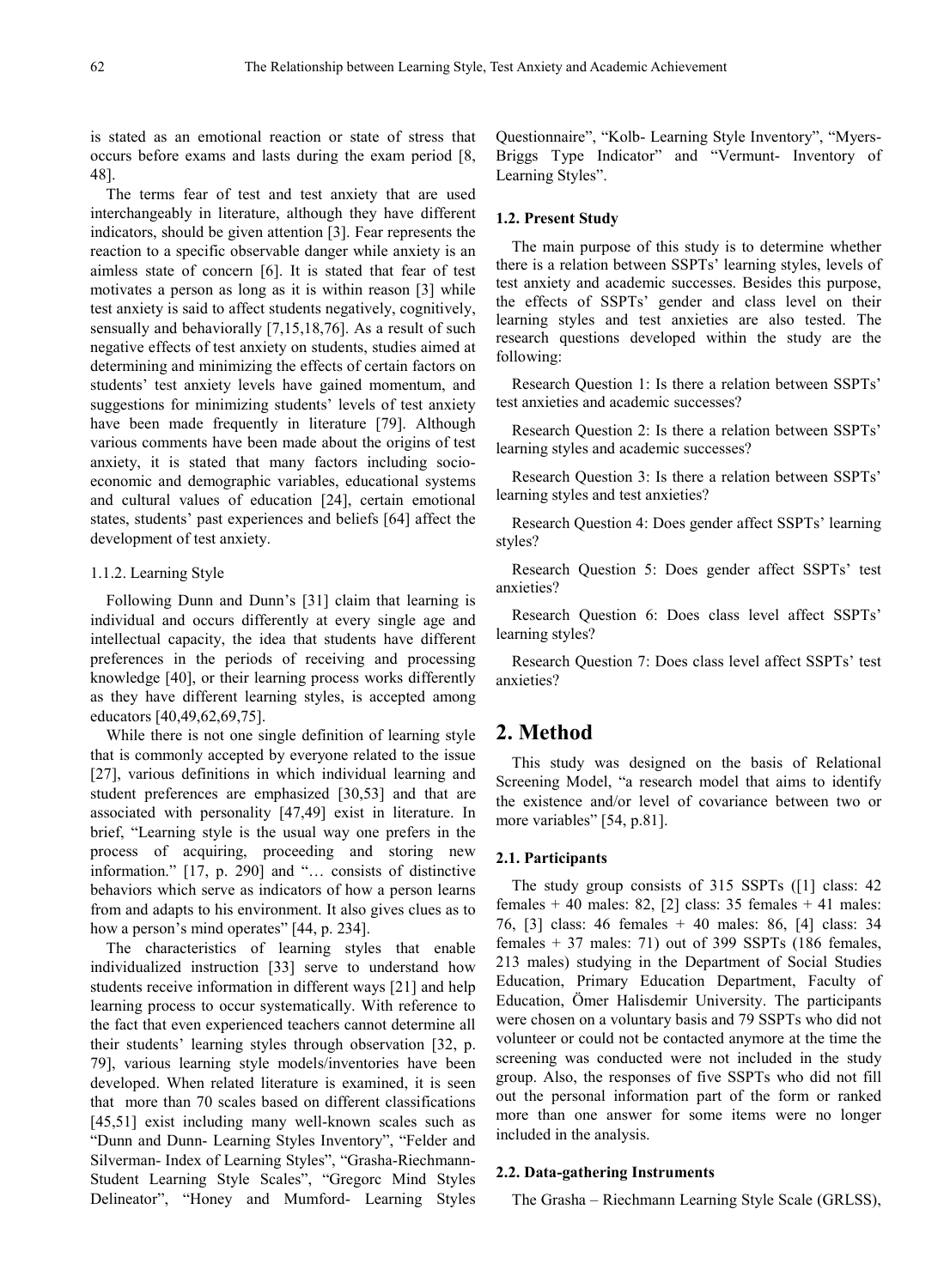is stated as an emotional reaction or state of stress that occurs before exams and lasts during the exam period [8, 48].

The terms fear of test and test anxiety that are used interchangeably in literature, although they have different indicators, should be given attention [3]. Fear represents the reaction to a specific observable danger while anxiety is an aimless state of concern [6]. It is stated that fear of test motivates a person as long as it is within reason [3] while test anxiety is said to affect students negatively, cognitively, sensually and behaviorally [7,15,18,76]. As a result of such negative effects of test anxiety on students, studies aimed at determining and minimizing the effects of certain factors on students' test anxiety levels have gained momentum, and suggestions for minimizing students' levels of test anxiety have been made frequently in literature [79]. Although various comments have been made about the origins of test anxiety, it is stated that many factors including socio-economic and demographic variables, educational systems and cultural values of education [24], certain emotional states, students' past experiences and beliefs [64] affect the development of test anxiety.

#### 1.1.2. Learning Style

Following Dunn and Dunn's [31] claim that learning is individual and occurs differently at every single age and intellectual capacity, the idea that students have different preferences in the periods of receiving and processing knowledge [40], or their learning process works differently as they have different learning styles, is accepted among educators [40,49,62,69,75].

While there is not one single definition of learning style that is commonly accepted by everyone related to the issue [27], various definitions in which individual learning and student preferences are emphasized [30,53] and that are associated with personality [47,49] exist in literature. In brief, "Learning style is the usual way one prefers in the process of acquiring, proceeding and storing new information." [17, p. 290] and "… consists of distinctive behaviors which serve as indicators of how a person learns from and adapts to his environment. It also gives clues as to how a person's mind operates" [44, p. 234].

The characteristics of learning styles that enable individualized instruction [33] serve to understand how students receive information in different ways [21] and help learning process to occur systematically. With reference to the fact that even experienced teachers cannot determine all their students' learning styles through observation [32, p. 79], various learning style models/inventories have been developed. When related literature is examined, it is seen that more than 70 scales based on different classifications [45,51] exist including many well-known scales such as "Dunn and Dunn- Learning Styles Inventory", "Felder and Silverman- Index of Learning Styles", "Grasha-Riechmann-Student Learning Style Scales", "Gregorc Mind Styles Delineator", "Honey and Mumford- Learning Styles Questionnaire", "Kolb- Learning Style Inventory", "Myers-Briggs Type Indicator" and "Vermunt- Inventory of Learning Styles".

### 1.2. Present Study

The main purpose of this study is to determine whether there is a relation between SSPTs' learning styles, levels of test anxiety and academic successes. Besides this purpose, the effects of SSPTs' gender and class level on their learning styles and test anxieties are also tested. The research questions developed within the study are the following:

Research Question 1: Is there a relation between SSPTs' test anxieties and academic successes?

Research Question 2: Is there a relation between SSPTs' learning styles and academic successes?

Research Question 3: Is there a relation between SSPTs' learning styles and test anxieties?

Research Question 4: Does gender affect SSPTs' learning styles?

Research Question 5: Does gender affect SSPTs' test anxieties?

Research Question 6: Does class level affect SSPTs' learning styles?

Research Question 7: Does class level affect SSPTs' test anxieties?

## 2. Method

This study was designed on the basis of Relational Screening Model, "a research model that aims to identify the existence and/or level of covariance between two or more variables" [54, p.81].

### 2.1. Participants

The study group consists of 315 SSPTs ([1] class: 42 females + 40 males: 82, [2] class: 35 females + 41 males: 76, [3] class: 46 females + 40 males: 86, [4] class: 34 females + 37 males: 71) out of 399 SSPTs (186 females, 213 males) studying in the Department of Social Studies Education, Primary Education Department, Faculty of Education, Ömer Halisdemir University. The participants were chosen on a voluntary basis and 79 SSPTs who did not volunteer or could not be contacted anymore at the time the screening was conducted were not included in the study group. Also, the responses of five SSPTs who did not fill out the personal information part of the form or ranked more than one answer for some items were no longer included in the analysis.

### 2.2. Data-gathering Instruments

The Grasha – Riechmann Learning Style Scale (GRLSS),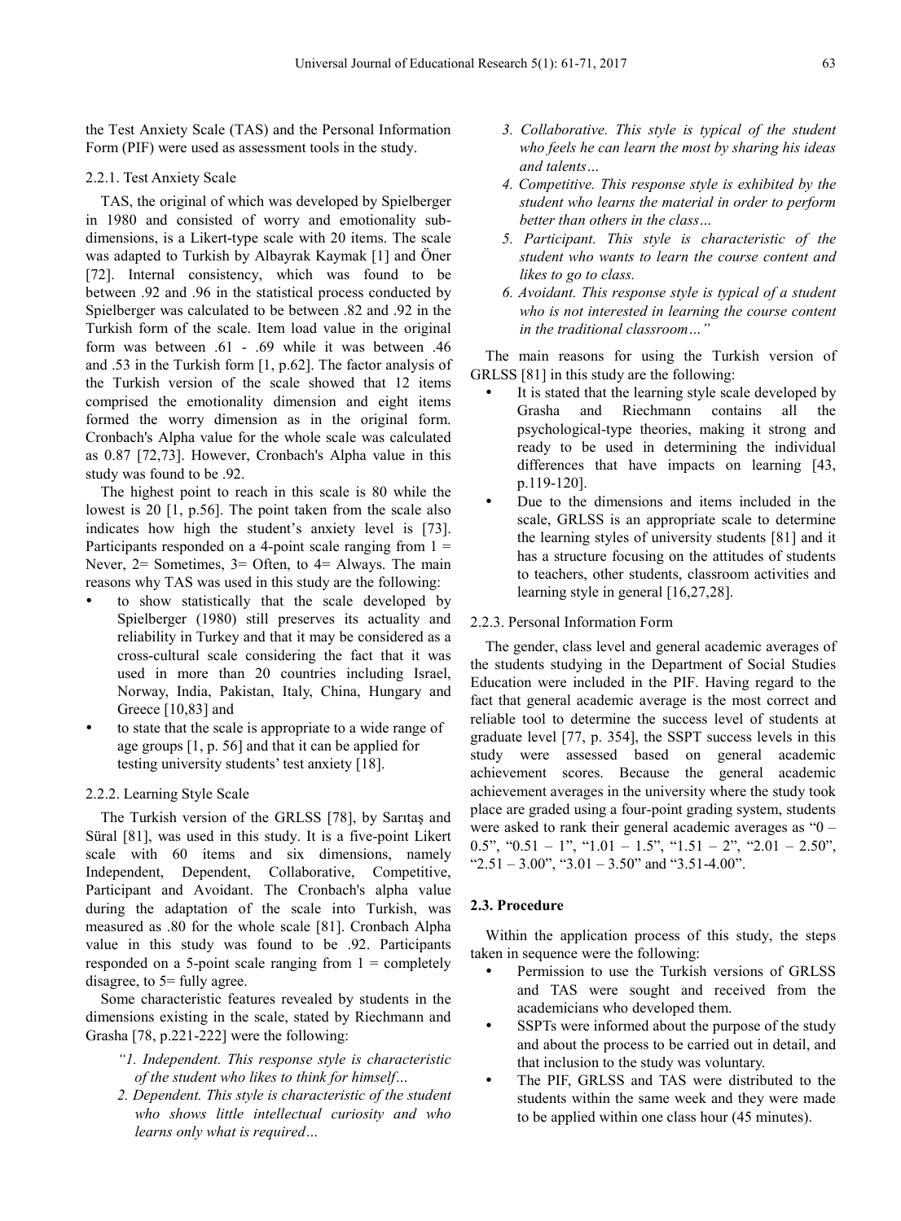the Test Anxiety Scale (TAS) and the Personal Information Form (PIF) were used as assessment tools in the study.

#### 2.2.1. Test Anxiety Scale

TAS, the original of which was developed by Spielberger in 1980 and consisted of worry and emotionality sub-dimensions, is a Likert-type scale with 20 items. The scale was adapted to Turkish by Albayrak Kaymak [1] and Öner [72]. Internal consistency, which was found to be between .92 and .96 in the statistical process conducted by Spielberger was calculated to be between .82 and .92 in the Turkish form of the scale. Item load value in the original form was between .61 - .69 while it was between .46 and .53 in the Turkish form [1, p.62]. The factor analysis of the Turkish version of the scale showed that 12 items comprised the emotionality dimension and eight items formed the worry dimension as in the original form. Cronbach's Alpha value for the whole scale was calculated as 0.87 [72,73]. However, Cronbach's Alpha value in this study was found to be .92.

The highest point to reach in this scale is 80 while the lowest is 20 [1, p.56]. The point taken from the scale also indicates how high the student's anxiety level is [73]. Participants responded on a 4-point scale ranging from 1 = Never, 2= Sometimes, 3= Often, to 4= Always. The main reasons why TAS was used in this study are the following:

- to show statistically that the scale developed by Spielberger (1980) still preserves its actuality and reliability in Turkey and that it may be considered as a cross-cultural scale considering the fact that it was used in more than 20 countries including Israel, Norway, India, Pakistan, Italy, China, Hungary and Greece [10,83] and
- to state that the scale is appropriate to a wide range of age groups [1, p. 56] and that it can be applied for testing university students' test anxiety [18].

#### 2.2.2. Learning Style Scale

The Turkish version of the GRLSS [78], by Sarıtaş and Süral [81], was used in this study. It is a five-point Likert scale with 60 items and six dimensions, namely Independent, Dependent, Collaborative, Competitive, Participant and Avoidant. The Cronbach's alpha value during the adaptation of the scale into Turkish, was measured as .80 for the whole scale [81]. Cronbach Alpha value in this study was found to be .92. Participants responded on a 5-point scale ranging from 1 = completely disagree, to 5= fully agree.

Some characteristic features revealed by students in the dimensions existing in the scale, stated by Riechmann and Grasha [78, p.221-222] were the following:

> *"1. Independent. This response style is characteristic of the student who likes to think for himself…*
>
> *2. Dependent. This style is characteristic of the student who shows little intellectual curiosity and who learns only what is required…*
>
> *3. Collaborative. This style is typical of the student who feels he can learn the most by sharing his ideas and talents…*
>
> *4. Competitive. This response style is exhibited by the student who learns the material in order to perform better than others in the class…*
>
> *5. Participant. This style is characteristic of the student who wants to learn the course content and likes to go to class.*
>
> *6. Avoidant. This response style is typical of a student who is not interested in learning the course content in the traditional classroom…"*

The main reasons for using the Turkish version of GRLSS [81] in this study are the following:

- It is stated that the learning style scale developed by Grasha and Riechmann contains all the psychological-type theories, making it strong and ready to be used in determining the individual differences that have impacts on learning [43, p.119-120].
- Due to the dimensions and items included in the scale, GRLSS is an appropriate scale to determine the learning styles of university students [81] and it has a structure focusing on the attitudes of students to teachers, other students, classroom activities and learning style in general [16,27,28].

#### 2.2.3. Personal Information Form

The gender, class level and general academic averages of the students studying in the Department of Social Studies Education were included in the PIF. Having regard to the fact that general academic average is the most correct and reliable tool to determine the success level of students at graduate level [77, p. 354], the SSPT success levels in this study were assessed based on general academic achievement scores. Because the general academic achievement averages in the university where the study took place are graded using a four-point grading system, students were asked to rank their general academic averages as "0 – 0.5", "0.51 – 1", "1.01 – 1.5", "1.51 – 2", "2.01 – 2.50", "2.51 – 3.00", "3.01 – 3.50" and "3.51-4.00".

### 2.3. Procedure

Within the application process of this study, the steps taken in sequence were the following:

- Permission to use the Turkish versions of GRLSS and TAS were sought and received from the academicians who developed them.
- SSPTs were informed about the purpose of the study and about the process to be carried out in detail, and that inclusion to the study was voluntary.
- The PIF, GRLSS and TAS were distributed to the students within the same week and they were made to be applied within one class hour (45 minutes).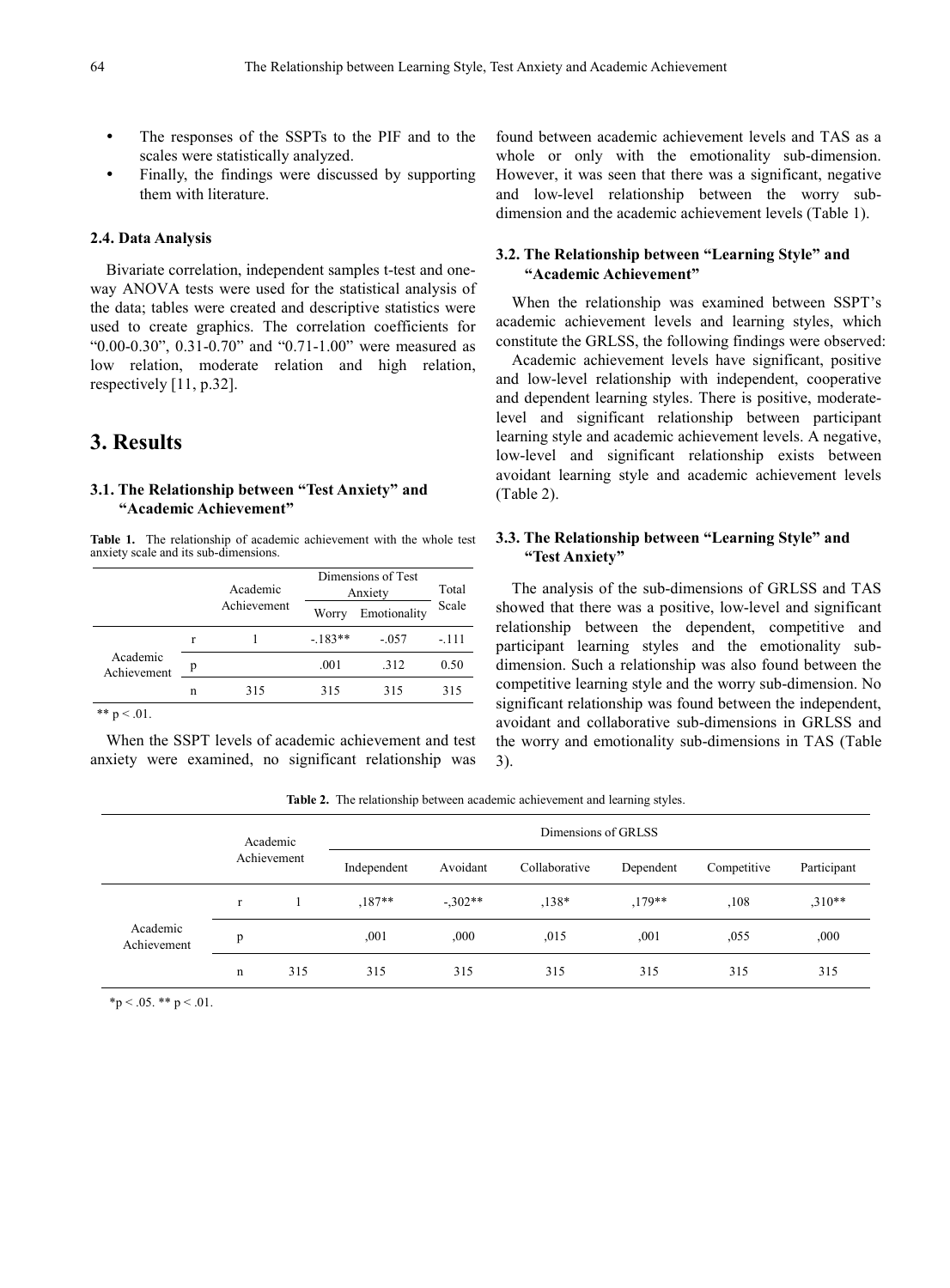- The responses of the SSPTs to the PIF and to the scales were statistically analyzed.
- Finally, the findings were discussed by supporting them with literature.

### 2.4. Data Analysis

Bivariate correlation, independent samples t-test and one-way ANOVA tests were used for the statistical analysis of the data; tables were created and descriptive statistics were used to create graphics. The correlation coefficients for "0.00-0.30", 0.31-0.70" and "0.71-1.00" were measured as low relation, moderate relation and high relation, respectively [11, p.32].

## 3. Results

### 3.1. The Relationship between "Test Anxiety" and "Academic Achievement"

**Table 1.** The relationship of academic achievement with the whole test anxiety scale and its sub-dimensions.

| | | Academic Achievement | Dimensions of Test Anxiety | | Total Scale |
|---|---|---|---|---|---|
| | | | Worry | Emotionality | |
| Academic Achievement | r | 1 | -.183** | -.057 | -.111 |
| | p | | .001 | .312 | 0.50 |
| | n | 315 | 315 | 315 | 315 |

** p < .01.

When the SSPT levels of academic achievement and test anxiety were examined, no significant relationship was found between academic achievement levels and TAS as a whole or only with the emotionality sub-dimension. However, it was seen that there was a significant, negative and low-level relationship between the worry sub-dimension and the academic achievement levels (Table 1).

### 3.2. The Relationship between "Learning Style" and "Academic Achievement"

When the relationship was examined between SSPT's academic achievement levels and learning styles, which constitute the GRLSS, the following findings were observed:

Academic achievement levels have significant, positive and low-level relationship with independent, cooperative and dependent learning styles. There is positive, moderate-level and significant relationship between participant learning style and academic achievement levels. A negative, low-level and significant relationship exists between avoidant learning style and academic achievement levels (Table 2).

### 3.3. The Relationship between "Learning Style" and "Test Anxiety"

The analysis of the sub-dimensions of GRLSS and TAS showed that there was a positive, low-level and significant relationship between the dependent, competitive and participant learning styles and the emotionality sub-dimension. Such a relationship was also found between the competitive learning style and the worry sub-dimension. No significant relationship was found between the independent, avoidant and collaborative sub-dimensions in GRLSS and the worry and emotionality sub-dimensions in TAS (Table 3).

**Table 2.** The relationship between academic achievement and learning styles.

| | | Academic Achievement | Dimensions of GRLSS | | | | | |
|---|---|---|---|---|---|---|---|---|
| | | | Independent | Avoidant | Collaborative | Dependent | Competitive | Participant |
| Academic Achievement | r | 1 | ,187** | -,302** | ,138* | ,179** | ,108 | ,310** |
| | p | | ,001 | ,000 | ,015 | ,001 | ,055 | ,000 |
| | n | 315 | 315 | 315 | 315 | 315 | 315 | 315 |

*p < .05. ** p < .01.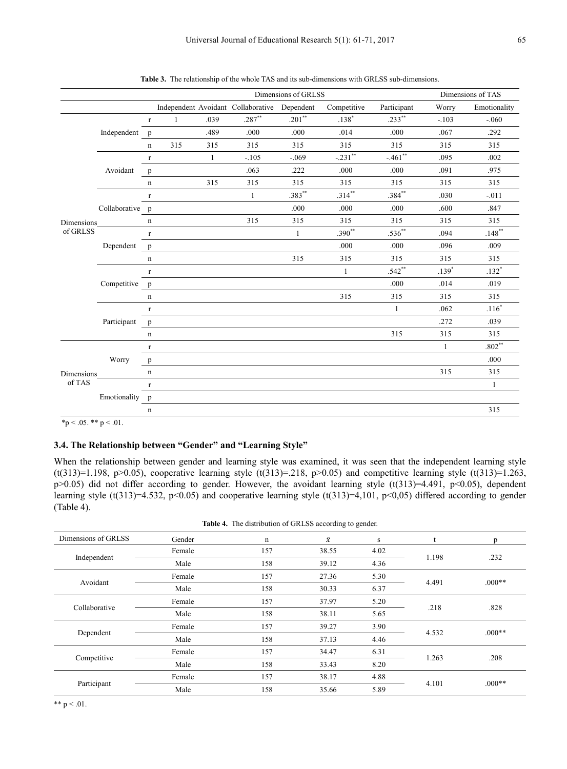**Table 3.** The relationship of the whole TAS and its sub-dimensions with GRLSS sub-dimensions.

| | | | Dimensions of GRLSS | | | | | | Dimensions of TAS | |
|---|---|---|---|---|---|---|---|---|---|---|
| | | | Independent | Avoidant | Collaborative | Dependent | Competitive | Participant | Worry | Emotionality |
| Dimensions of GRLSS | Independent | r | 1 | .039 | .287** | .201** | .138* | .233** | -.103 | -.060 |
| | | p | | .489 | .000 | .000 | .014 | .000 | .067 | .292 |
| | | n | 315 | 315 | 315 | 315 | 315 | 315 | 315 | 315 |
| | Avoidant | r | | 1 | -.105 | -.069 | -.231** | -.461** | .095 | .002 |
| | | p | | | .063 | .222 | .000 | .000 | .091 | .975 |
| | | n | | 315 | 315 | 315 | 315 | 315 | 315 | 315 |
| | Collaborative | r | | | 1 | .383** | .314** | .384** | .030 | -.011 |
| | | p | | | | .000 | .000 | .000 | .600 | .847 |
| | | n | | | 315 | 315 | 315 | 315 | 315 | 315 |
| | Dependent | r | | | | 1 | .390** | .536** | .094 | .148** |
| | | p | | | | | .000 | .000 | .096 | .009 |
| | | n | | | | 315 | 315 | 315 | 315 | 315 |
| | Competitive | r | | | | | 1 | .542** | .139* | .132* |
| | | p | | | | | | .000 | .014 | .019 |
| | | n | | | | | 315 | 315 | 315 | 315 |
| | Participant | r | | | | | | 1 | .062 | .116* |
| | | p | | | | | | | .272 | .039 |
| | | n | | | | | | 315 | 315 | 315 |
| Dimensions of TAS | Worry | r | | | | | | | 1 | .802** |
| | | p | | | | | | | | .000 |
| | | n | | | | | | | 315 | 315 |
| | Emotionality | r | | | | | | | | 1 |
| | | p | | | | | | | | |
| | | n | | | | | | | | 315 |

*p < .05. ** p < .01.

### 3.4. The Relationship between "Gender" and "Learning Style"

When the relationship between gender and learning style was examined, it was seen that the independent learning style ($t(313)=1.198$, $p>0.05$), cooperative learning style ($t(313)=.218$, $p>0.05$) and competitive learning style ($t(313)=1.263$, $p>0.05$) did not differ according to gender. However, the avoidant learning style ($t(313)=4.491$, $p<0.05$), dependent learning style ($t(313)=4.532$, $p<0.05$) and cooperative learning style ($t(313)=4,101$, $p<0,05$) differed according to gender (Table 4).

**Table 4.** The distribution of GRLSS according to gender.

| Dimensions of GRLSS | Gender | n | $\bar{x}$ | s | t | p |
|---|---|---|---|---|---|---|
| Independent | Female | 157 | 38.55 | 4.02 | 1.198 | .232 |
| | Male | 158 | 39.12 | 4.36 | | |
| Avoidant | Female | 157 | 27.36 | 5.30 | 4.491 | .000** |
| | Male | 158 | 30.33 | 6.37 | | |
| Collaborative | Female | 157 | 37.97 | 5.20 | .218 | .828 |
| | Male | 158 | 38.11 | 5.65 | | |
| Dependent | Female | 157 | 39.27 | 3.90 | 4.532 | .000** |
| | Male | 158 | 37.13 | 4.46 | | |
| Competitive | Female | 157 | 34.47 | 6.31 | 1.263 | .208 |
| | Male | 158 | 33.43 | 8.20 | | |
| Participant | Female | 157 | 38.17 | 4.88 | 4.101 | .000** |
| | Male | 158 | 35.66 | 5.89 | | |

** p < .01.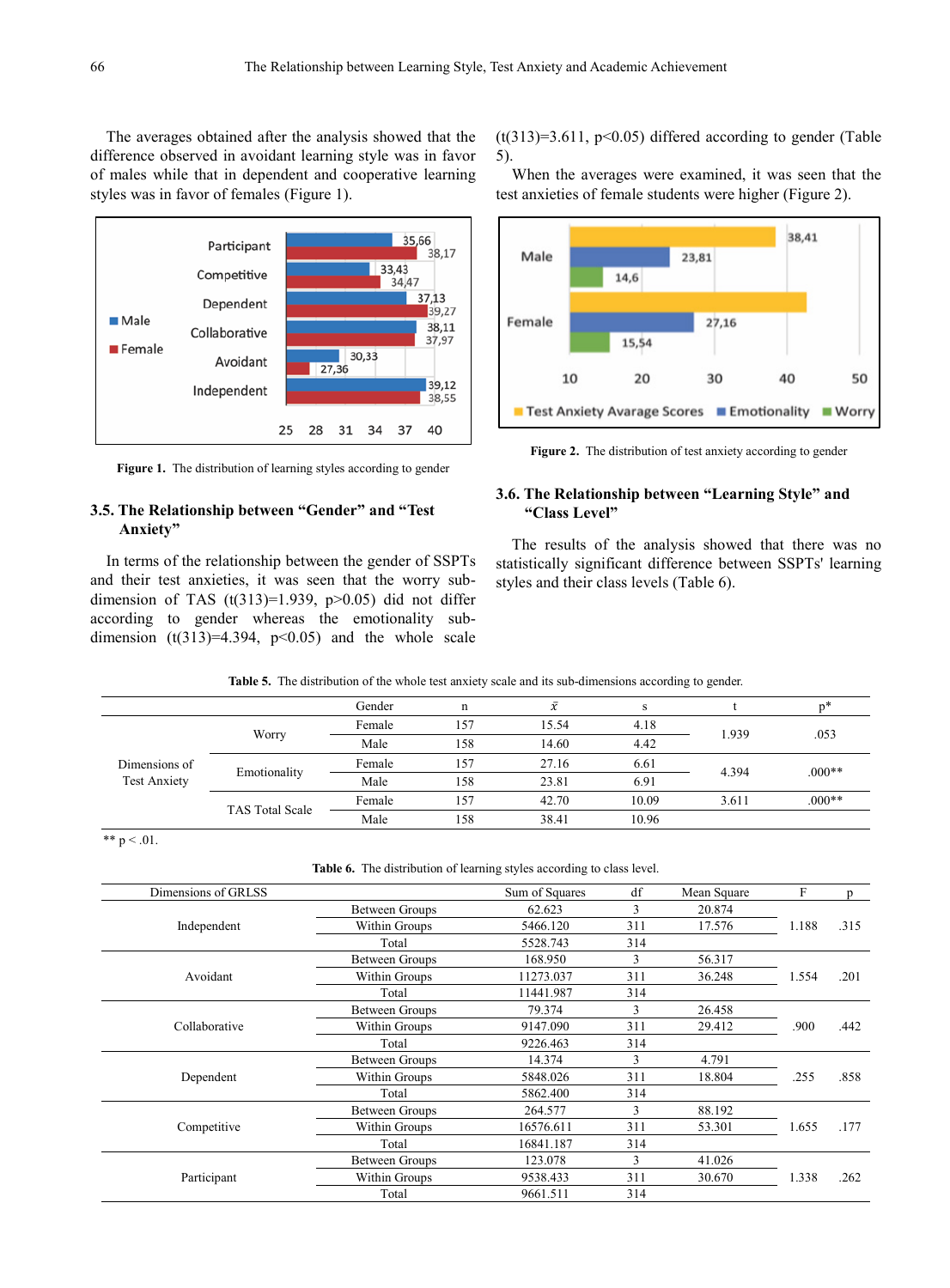The averages obtained after the analysis showed that the difference observed in avoidant learning style was in favor of males while that in dependent and cooperative learning styles was in favor of females (Figure 1).

**Figure 1.** The distribution of learning styles according to gender

### 3.5. The Relationship between "Gender" and "Test Anxiety"

In terms of the relationship between the gender of SSPTs and their test anxieties, it was seen that the worry sub-dimension of TAS (t(313)=1.939, p>0.05) did not differ according to gender whereas the emotionality sub-dimension (t(313)=4.394, p<0.05) and the whole scale (t(313)=3.611, p<0.05) differed according to gender (Table 5).

When the averages were examined, it was seen that the test anxieties of female students were higher (Figure 2).

**Figure 2.** The distribution of test anxiety according to gender

### 3.6. The Relationship between "Learning Style" and "Class Level"

The results of the analysis showed that there was no statistically significant difference between SSPTs' learning styles and their class levels (Table 6).

**Table 5.** The distribution of the whole test anxiety scale and its sub-dimensions according to gender.

| | | Gender | n | $\bar{x}$ | s | t | p* |
|---|---|---|---|---|---|---|---|
| Dimensions of Test Anxiety | Worry | Female | 157 | 15.54 | 4.18 | 1.939 | .053 |
| | | Male | 158 | 14.60 | 4.42 | | |
| | Emotionality | Female | 157 | 27.16 | 6.61 | 4.394 | .000** |
| | | Male | 158 | 23.81 | 6.91 | | |
| | TAS Total Scale | Female | 157 | 42.70 | 10.09 | 3.611 | .000** |
| | | Male | 158 | 38.41 | 10.96 | | |

** p < .01.

**Table 6.** The distribution of learning styles according to class level.

| Dimensions of GRLSS | | Sum of Squares | df | Mean Square | F | p |
|---|---|---|---|---|---|---|
| Independent | Between Groups | 62.623 | 3 | 20.874 | 1.188 | .315 |
| | Within Groups | 5466.120 | 311 | 17.576 | | |
| | Total | 5528.743 | 314 | | | |
| Avoidant | Between Groups | 168.950 | 3 | 56.317 | 1.554 | .201 |
| | Within Groups | 11273.037 | 311 | 36.248 | | |
| | Total | 11441.987 | 314 | | | |
| Collaborative | Between Groups | 79.374 | 3 | 26.458 | .900 | .442 |
| | Within Groups | 9147.090 | 311 | 29.412 | | |
| | Total | 9226.463 | 314 | | | |
| Dependent | Between Groups | 14.374 | 3 | 4.791 | .255 | .858 |
| | Within Groups | 5848.026 | 311 | 18.804 | | |
| | Total | 5862.400 | 314 | | | |
| Competitive | Between Groups | 264.577 | 3 | 88.192 | 1.655 | .177 |
| | Within Groups | 16576.611 | 311 | 53.301 | | |
| | Total | 16841.187 | 314 | | | |
| Participant | Between Groups | 123.078 | 3 | 41.026 | 1.338 | .262 |
| | Within Groups | 9538.433 | 311 | 30.670 | | |
| | Total | 9661.511 | 314 | | | |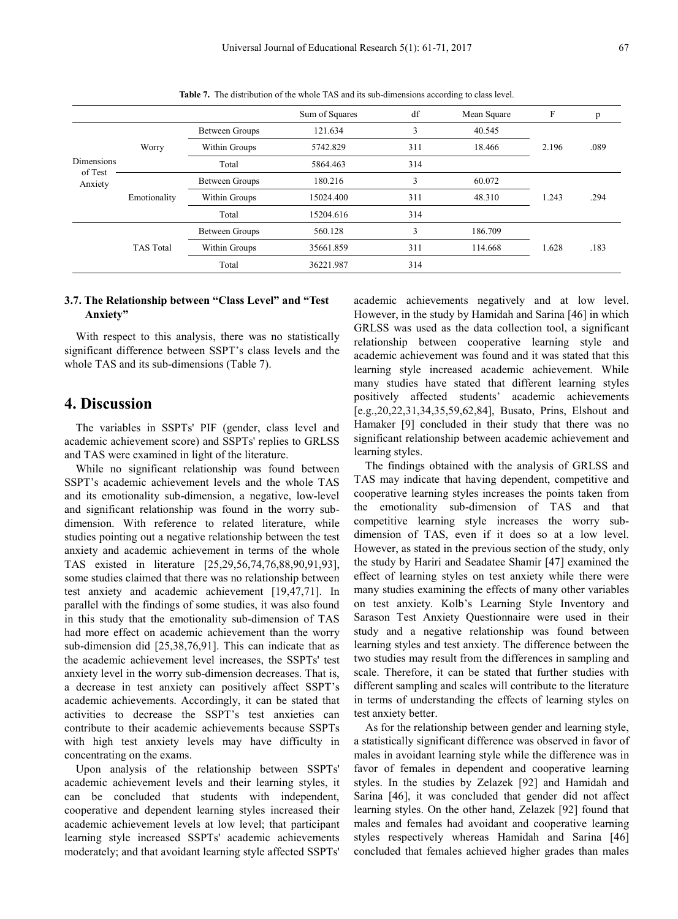**Table 7.** The distribution of the whole TAS and its sub-dimensions according to class level.

| | | | Sum of Squares | df | Mean Square | F | p |
|---|---|---|---|---|---|---|---|
| Dimensions of Test Anxiety | Worry | Between Groups | 121.634 | 3 | 40.545 | 2.196 | .089 |
| | | Within Groups | 5742.829 | 311 | 18.466 | | |
| | | Total | 5864.463 | 314 | | | |
| | Emotionality | Between Groups | 180.216 | 3 | 60.072 | 1.243 | .294 |
| | | Within Groups | 15024.400 | 311 | 48.310 | | |
| | | Total | 15204.616 | 314 | | | |
| | TAS Total | Between Groups | 560.128 | 3 | 186.709 | 1.628 | .183 |
| | | Within Groups | 35661.859 | 311 | 114.668 | | |
| | | Total | 36221.987 | 314 | | | |

### 3.7. The Relationship between "Class Level" and "Test Anxiety"

With respect to this analysis, there was no statistically significant difference between SSPT's class levels and the whole TAS and its sub-dimensions (Table 7).

## 4. Discussion

The variables in SSPTs' PIF (gender, class level and academic achievement score) and SSPTs' replies to GRLSS and TAS were examined in light of the literature.

While no significant relationship was found between SSPT's academic achievement levels and the whole TAS and its emotionality sub-dimension, a negative, low-level and significant relationship was found in the worry sub-dimension. With reference to related literature, while studies pointing out a negative relationship between the test anxiety and academic achievement in terms of the whole TAS existed in literature [25,29,56,74,76,88,90,91,93], some studies claimed that there was no relationship between test anxiety and academic achievement [19,47,71]. In parallel with the findings of some studies, it was also found in this study that the emotionality sub-dimension of TAS had more effect on academic achievement than the worry sub-dimension did [25,38,76,91]. This can indicate that as the academic achievement level increases, the SSPTs' test anxiety level in the worry sub-dimension decreases. That is, a decrease in test anxiety can positively affect SSPT's academic achievements. Accordingly, it can be stated that activities to decrease the SSPT's test anxieties can contribute to their academic achievements because SSPTs with high test anxiety levels may have difficulty in concentrating on the exams.

Upon analysis of the relationship between SSPTs' academic achievement levels and their learning styles, it can be concluded that students with independent, cooperative and dependent learning styles increased their academic achievement levels at low level; that participant learning style increased SSPTs' academic achievements moderately; and that avoidant learning style affected SSPTs' academic achievements negatively and at low level. However, in the study by Hamidah and Sarina [46] in which GRLSS was used as the data collection tool, a significant relationship between cooperative learning style and academic achievement was found and it was stated that this learning style increased academic achievement. While many studies have stated that different learning styles positively affected students' academic achievements [e.g.,20,22,31,34,35,59,62,84], Busato, Prins, Elshout and Hamaker [9] concluded in their study that there was no significant relationship between academic achievement and learning styles.

The findings obtained with the analysis of GRLSS and TAS may indicate that having dependent, competitive and cooperative learning styles increases the points taken from the emotionality sub-dimension of TAS and that competitive learning style increases the worry sub-dimension of TAS, even if it does so at a low level. However, as stated in the previous section of the study, only the study by Hariri and Seadatee Shamir [47] examined the effect of learning styles on test anxiety while there were many studies examining the effects of many other variables on test anxiety. Kolb's Learning Style Inventory and Sarason Test Anxiety Questionnaire were used in their study and a negative relationship was found between learning styles and test anxiety. The difference between the two studies may result from the differences in sampling and scale. Therefore, it can be stated that further studies with different sampling and scales will contribute to the literature in terms of understanding the effects of learning styles on test anxiety better.

As for the relationship between gender and learning style, a statistically significant difference was observed in favor of males in avoidant learning style while the difference was in favor of females in dependent and cooperative learning styles. In the studies by Zelazek [92] and Hamidah and Sarina [46], it was concluded that gender did not affect learning styles. On the other hand, Zelazek [92] found that males and females had avoidant and cooperative learning styles respectively whereas Hamidah and Sarina [46] concluded that females achieved higher grades than males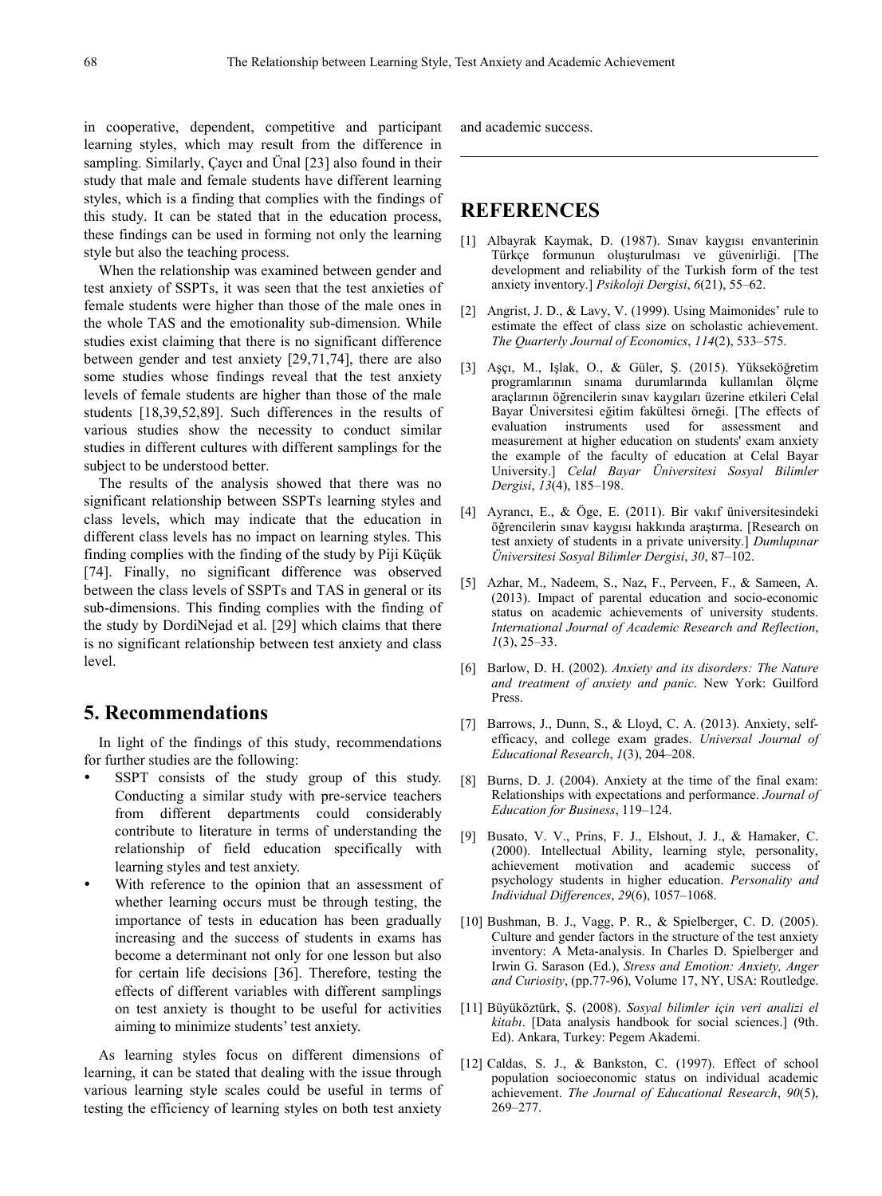in cooperative, dependent, competitive and participant learning styles, which may result from the difference in sampling. Similarly, Çaycı and Ünal [23] also found in their study that male and female students have different learning styles, which is a finding that complies with the findings of this study. It can be stated that in the education process, these findings can be used in forming not only the learning style but also the teaching process.

When the relationship was examined between gender and test anxiety of SSPTs, it was seen that the test anxieties of female students were higher than those of the male ones in the whole TAS and the emotionality sub-dimension. While studies exist claiming that there is no significant difference between gender and test anxiety [29,71,74], there are also some studies whose findings reveal that the test anxiety levels of female students are higher than those of the male students [18,39,52,89]. Such differences in the results of various studies show the necessity to conduct similar studies in different cultures with different samplings for the subject to be understood better.

The results of the analysis showed that there was no significant relationship between SSPTs learning styles and class levels, which may indicate that the education in different class levels has no impact on learning styles. This finding complies with the finding of the study by Piji Küçük [74]. Finally, no significant difference was observed between the class levels of SSPTs and TAS in general or its sub-dimensions. This finding complies with the finding of the study by DordiNejad et al. [29] which claims that there is no significant relationship between test anxiety and class level.

## 5. Recommendations

In light of the findings of this study, recommendations for further studies are the following:

- SSPT consists of the study group of this study. Conducting a similar study with pre-service teachers from different departments could considerably contribute to literature in terms of understanding the relationship of field education specifically with learning styles and test anxiety.
- With reference to the opinion that an assessment of whether learning occurs must be through testing, the importance of tests in education has been gradually increasing and the success of students in exams has become a determinant not only for one lesson but also for certain life decisions [36]. Therefore, testing the effects of different variables with different samplings on test anxiety is thought to be useful for activities aiming to minimize students' test anxiety.

As learning styles focus on different dimensions of learning, it can be stated that dealing with the issue through various learning style scales could be useful in terms of testing the efficiency of learning styles on both test anxiety and academic success.

## REFERENCES

[1] Albayrak Kaymak, D. (1987). Sınav kaygısı envanterinin Türkçe formunun oluşturulması ve güvenirliği. [The development and reliability of the Turkish form of the test anxiety inventory.] *Psikoloji Dergisi*, *6*(21), 55–62.

[2] Angrist, J. D., & Lavy, V. (1999). Using Maimonides' rule to estimate the effect of class size on scholastic achievement. *The Quarterly Journal of Economics*, *114*(2), 533–575.

[3] Aşçı, M., Işlak, O., & Güler, Ş. (2015). Yükseköğretim programlarının sınama durumlarında kullanılan ölçme araçlarının öğrencilerin sınav kaygıları üzerine etkileri Celal Bayar Üniversitesi eğitim fakültesi örneği. [The effects of evaluation instruments used for assessment and measurement at higher education on students' exam anxiety the example of the faculty of education at Celal Bayar University.] *Celal Bayar Üniversitesi Sosyal Bilimler Dergisi*, *13*(4), 185–198.

[4] Ayrancı, E., & Öge, E. (2011). Bir vakıf üniversitesindeki öğrencilerin sınav kaygısı hakkında araştırma. [Research on test anxiety of students in a private university.] *Dumlupınar Üniversitesi Sosyal Bilimler Dergisi*, *30*, 87–102.

[5] Azhar, M., Nadeem, S., Naz, F., Perveen, F., & Sameen, A. (2013). Impact of parental education and socio-economic status on academic achievements of university students. *International Journal of Academic Research and Reflection*, *1*(3), 25–33.

[6] Barlow, D. H. (2002). *Anxiety and its disorders: The Nature and treatment of anxiety and panic*. New York: Guilford Press.

[7] Barrows, J., Dunn, S., & Lloyd, C. A. (2013). Anxiety, self-efficacy, and college exam grades. *Universal Journal of Educational Research*, *1*(3), 204–208.

[8] Burns, D. J. (2004). Anxiety at the time of the final exam: Relationships with expectations and performance. *Journal of Education for Business*, 119–124.

[9] Busato, V. V., Prins, F. J., Elshout, J. J., & Hamaker, C. (2000). Intellectual Ability, learning style, personality, achievement motivation and academic success of psychology students in higher education. *Personality and Individual Differences*, *29*(6), 1057–1068.

[10] Bushman, B. J., Vagg, P. R., & Spielberger, C. D. (2005). Culture and gender factors in the structure of the test anxiety inventory: A Meta-analysis. In Charles D. Spielberger and Irwin G. Sarason (Ed.), *Stress and Emotion: Anxiety, Anger and Curiosity*, (pp.77-96), Volume 17, NY, USA: Routledge.

[11] Büyüköztürk, Ş. (2008). *Sosyal bilimler için veri analizi el kitabı*. [Data analysis handbook for social sciences.] (9th. Ed). Ankara, Turkey: Pegem Akademi.

[12] Caldas, S. J., & Bankston, C. (1997). Effect of school population socioeconomic status on individual academic achievement. *The Journal of Educational Research*, *90*(5), 269–277.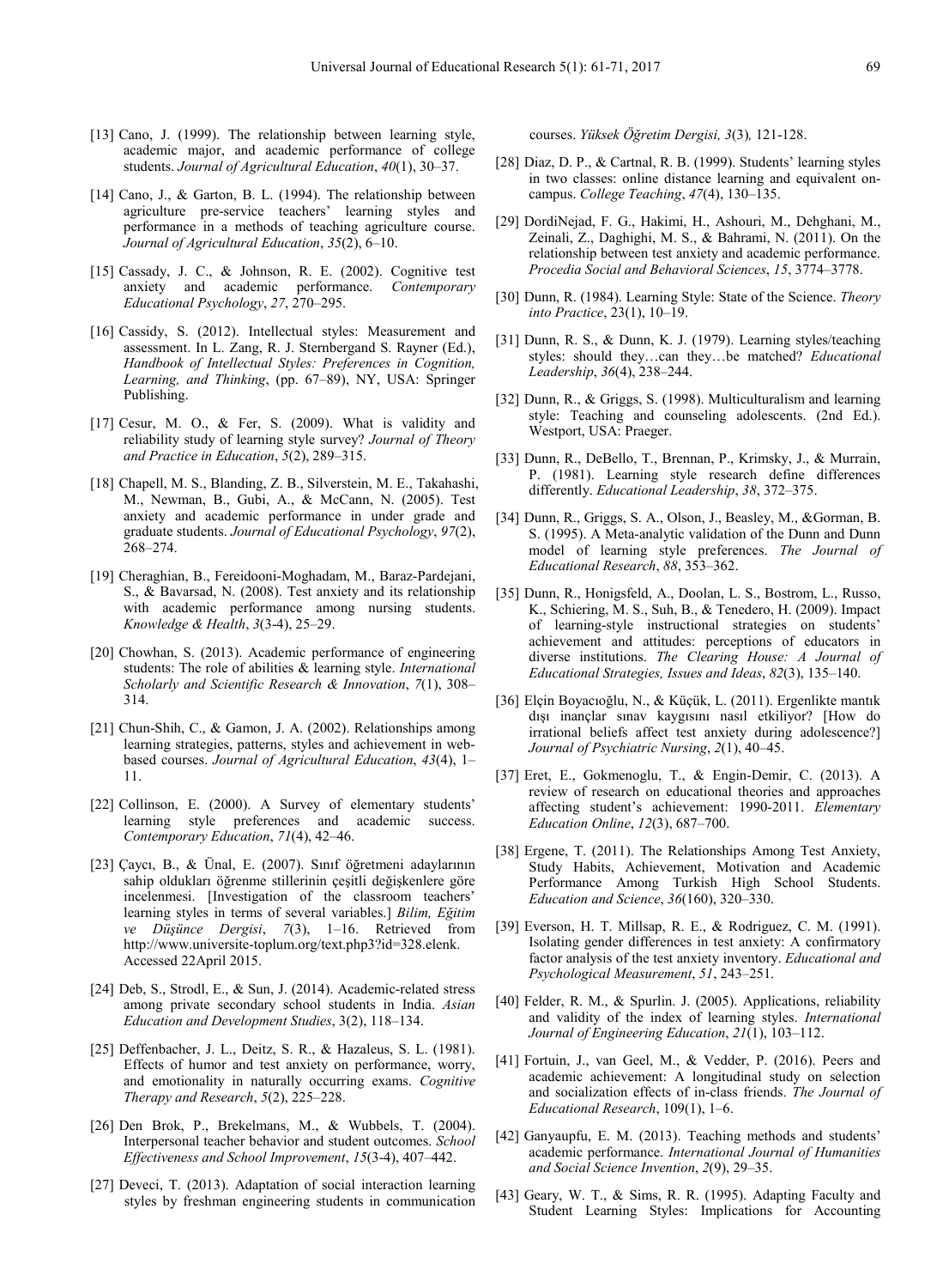[13] Cano, J. (1999). The relationship between learning style, academic major, and academic performance of college students. *Journal of Agricultural Education*, *40*(1), 30–37.

[14] Cano, J., & Garton, B. L. (1994). The relationship between agriculture pre-service teachers' learning styles and performance in a methods of teaching agriculture course. *Journal of Agricultural Education*, *35*(2), 6–10.

[15] Cassady, J. C., & Johnson, R. E. (2002). Cognitive test anxiety and academic performance. *Contemporary Educational Psychology*, *27*, 270–295.

[16] Cassidy, S. (2012). Intellectual styles: Measurement and assessment. In L. Zang, R. J. Sternbergand S. Rayner (Ed.), *Handbook of Intellectual Styles: Preferences in Cognition, Learning, and Thinking*, (pp. 67–89), NY, USA: Springer Publishing.

[17] Cesur, M. O., & Fer, S. (2009). What is validity and reliability study of learning style survey? *Journal of Theory and Practice in Education*, *5*(2), 289–315.

[18] Chapell, M. S., Blanding, Z. B., Silverstein, M. E., Takahashi, M., Newman, B., Gubi, A., & McCann, N. (2005). Test anxiety and academic performance in under grade and graduate students. *Journal of Educational Psychology*, *97*(2), 268–274.

[19] Cheraghian, B., Fereidooni-Moghadam, M., Baraz-Pardejani, S., & Bavarsad, N. (2008). Test anxiety and its relationship with academic performance among nursing students. *Knowledge & Health*, *3*(3-4), 25–29.

[20] Chowhan, S. (2013). Academic performance of engineering students: The role of abilities & learning style. *International Scholarly and Scientific Research & Innovation*, *7*(1), 308–314.

[21] Chun-Shih, C., & Gamon, J. A. (2002). Relationships among learning strategies, patterns, styles and achievement in web-based courses. *Journal of Agricultural Education*, *43*(4), 1–11.

[22] Collinson, E. (2000). A Survey of elementary students' learning style preferences and academic success. *Contemporary Education*, *71*(4), 42–46.

[23] Çaycı, B., & Ünal, E. (2007). Sınıf öğretmeni adaylarının sahip oldukları öğrenme stillerinin çeşitli değişkenlere göre incelenmesi. [Investigation of the classroom teachers' learning styles in terms of several variables.] *Bilim, Eğitim ve Düşünce Dergisi*, *7*(3), 1–16. Retrieved from http://www.universite-toplum.org/text.php3?id=328.elenk. Accessed 22April 2015.

[24] Deb, S., Strodl, E., & Sun, J. (2014). Academic-related stress among private secondary school students in India. *Asian Education and Development Studies*, 3(2), 118–134.

[25] Deffenbacher, J. L., Deitz, S. R., & Hazaleus, S. L. (1981). Effects of humor and test anxiety on performance, worry, and emotionality in naturally occurring exams. *Cognitive Therapy and Research*, *5*(2), 225–228.

[26] Den Brok, P., Brekelmans, M., & Wubbels, T. (2004). Interpersonal teacher behavior and student outcomes. *School Effectiveness and School Improvement*, *15*(3-4), 407–442.

[27] Deveci, T. (2013). Adaptation of social interaction learning styles by freshman engineering students in communication courses. *Yüksek Öğretim Dergisi, 3*(3)*,* 121-128.

[28] Diaz, D. P., & Cartnal, R. B. (1999). Students' learning styles in two classes: online distance learning and equivalent on-campus. *College Teaching*, *47*(4), 130–135.

[29] DordiNejad, F. G., Hakimi, H., Ashouri, M., Dehghani, M., Zeinali, Z., Daghighi, M. S., & Bahrami, N. (2011). On the relationship between test anxiety and academic performance. *Procedia Social and Behavioral Sciences*, *15*, 3774–3778.

[30] Dunn, R. (1984). Learning Style: State of the Science. *Theory into Practice*, 23(1), 10–19.

[31] Dunn, R. S., & Dunn, K. J. (1979). Learning styles/teaching styles: should they…can they…be matched? *Educational Leadership*, *36*(4), 238–244.

[32] Dunn, R., & Griggs, S. (1998). Multiculturalism and learning style: Teaching and counseling adolescents. (2nd Ed.). Westport, USA: Praeger.

[33] Dunn, R., DeBello, T., Brennan, P., Krimsky, J., & Murrain, P. (1981). Learning style research define differences differently. *Educational Leadership*, *38*, 372–375.

[34] Dunn, R., Griggs, S. A., Olson, J., Beasley, M., &Gorman, B. S. (1995). A Meta-analytic validation of the Dunn and Dunn model of learning style preferences. *The Journal of Educational Research*, *88*, 353–362.

[35] Dunn, R., Honigsfeld, A., Doolan, L. S., Bostrom, L., Russo, K., Schiering, M. S., Suh, B., & Tenedero, H. (2009). Impact of learning-style instructional strategies on students' achievement and attitudes: perceptions of educators in diverse institutions. *The Clearing House: A Journal of Educational Strategies, Issues and Ideas*, *82*(3), 135–140.

[36] Elçin Boyacıoğlu, N., & Küçük, L. (2011). Ergenlikte mantık dışı inançlar sınav kaygısını nasıl etkiliyor? [How do irrational beliefs affect test anxiety during adolescence?] *Journal of Psychiatric Nursing*, *2*(1), 40–45.

[37] Eret, E., Gokmenoglu, T., & Engin-Demir, C. (2013). A review of research on educational theories and approaches affecting student's achievement: 1990-2011. *Elementary Education Online*, *12*(3), 687–700.

[38] Ergene, T. (2011). The Relationships Among Test Anxiety, Study Habits, Achievement, Motivation and Academic Performance Among Turkish High School Students. *Education and Science*, *36*(160), 320–330.

[39] Everson, H. T. Millsap, R. E., & Rodriguez, C. M. (1991). Isolating gender differences in test anxiety: A confirmatory factor analysis of the test anxiety inventory. *Educational and Psychological Measurement*, *51*, 243–251.

[40] Felder, R. M., & Spurlin. J. (2005). Applications, reliability and validity of the index of learning styles. *International Journal of Engineering Education*, *21*(1), 103–112.

[41] Fortuin, J., van Geel, M., & Vedder, P. (2016). Peers and academic achievement: A longitudinal study on selection and socialization effects of in-class friends. *The Journal of Educational Research*, 109(1), 1–6.

[42] Ganyaupfu, E. M. (2013). Teaching methods and students' academic performance. *International Journal of Humanities and Social Science Invention*, *2*(9), 29–35.

[43] Geary, W. T., & Sims, R. R. (1995). Adapting Faculty and Student Learning Styles: Implications for Accounting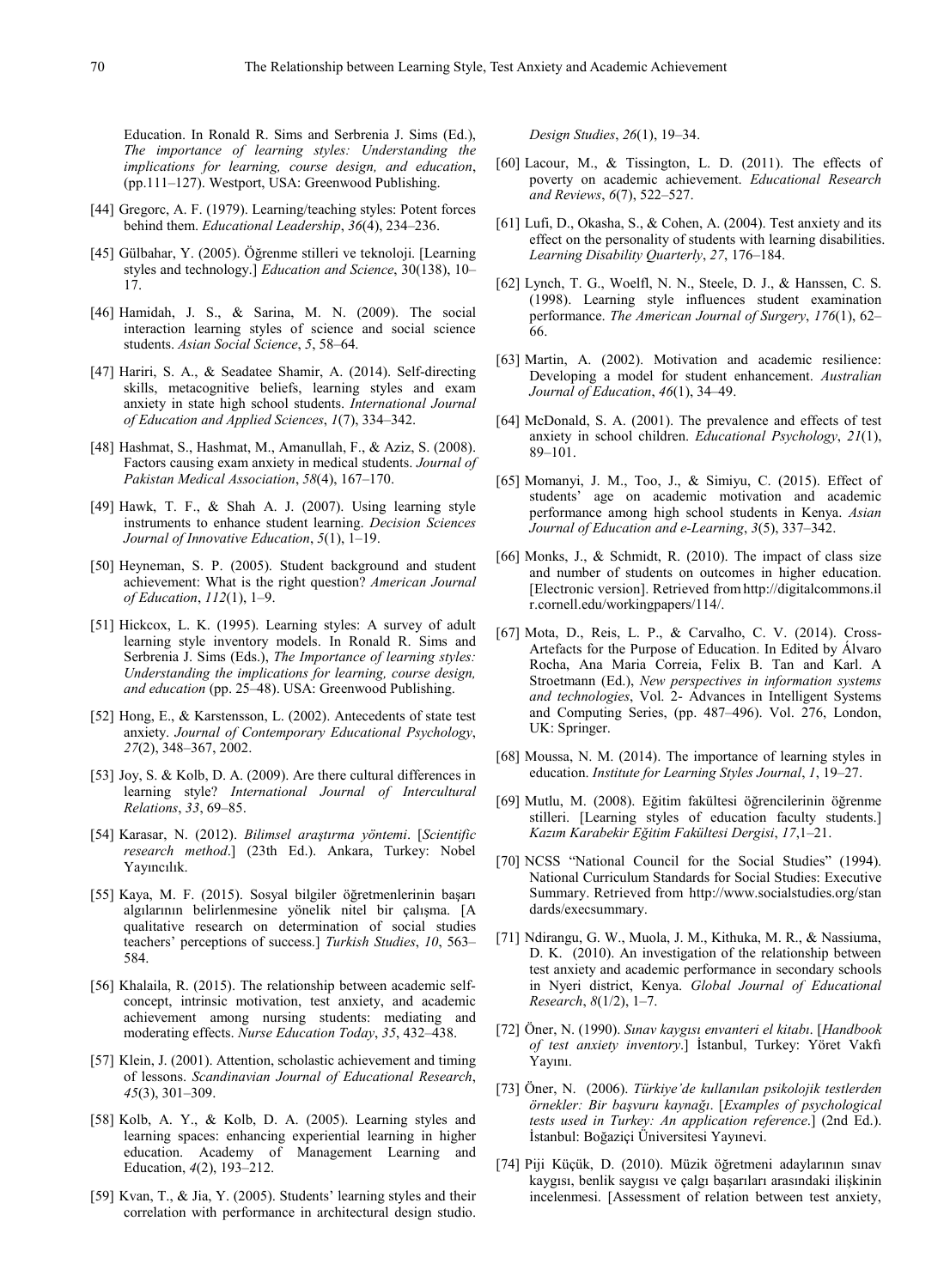Education. In Ronald R. Sims and Serbrenia J. Sims (Ed.), *The importance of learning styles: Understanding the implications for learning, course design, and education*, (pp.111–127). Westport, USA: Greenwood Publishing.

[44] Gregorc, A. F. (1979). Learning/teaching styles: Potent forces behind them. *Educational Leadership*, *36*(4), 234–236.

[45] Gülbahar, Y. (2005). Öğrenme stilleri ve teknoloji. [Learning styles and technology.] *Education and Science*, 30(138), 10–17.

[46] Hamidah, J. S., & Sarina, M. N. (2009). The social interaction learning styles of science and social science students. *Asian Social Science*, *5*, 58–64.

[47] Hariri, S. A., & Seadatee Shamir, A. (2014). Self-directing skills, metacognitive beliefs, learning styles and exam anxiety in state high school students. *International Journal of Education and Applied Sciences*, *1*(7), 334–342.

[48] Hashmat, S., Hashmat, M., Amanullah, F., & Aziz, S. (2008). Factors causing exam anxiety in medical students. *Journal of Pakistan Medical Association*, *58*(4), 167–170.

[49] Hawk, T. F., & Shah A. J. (2007). Using learning style instruments to enhance student learning. *Decision Sciences Journal of Innovative Education*, *5*(1), 1–19.

[50] Heyneman, S. P. (2005). Student background and student achievement: What is the right question? *American Journal of Education*, *112*(1), 1–9.

[51] Hickcox, L. K. (1995). Learning styles: A survey of adult learning style inventory models. In Ronald R. Sims and Serbrenia J. Sims (Eds.), *The Importance of learning styles: Understanding the implications for learning, course design, and education* (pp. 25–48). USA: Greenwood Publishing.

[52] Hong, E., & Karstensson, L. (2002). Antecedents of state test anxiety. *Journal of Contemporary Educational Psychology*, *27*(2), 348–367, 2002.

[53] Joy, S. & Kolb, D. A. (2009). Are there cultural differences in learning style? *International Journal of Intercultural Relations*, *33*, 69–85.

[54] Karasar, N. (2012). *Bilimsel araştırma yöntemi*. [*Scientific research method*.] (23th Ed.). Ankara, Turkey: Nobel Yayıncılık.

[55] Kaya, M. F. (2015). Sosyal bilgiler öğretmenlerinin başarı algılarının belirlenmesine yönelik nitel bir çalışma. [A qualitative research on determination of social studies teachers' perceptions of success.] *Turkish Studies*, *10*, 563–584.

[56] Khalaila, R. (2015). The relationship between academic self-concept, intrinsic motivation, test anxiety, and academic achievement among nursing students: mediating and moderating effects. *Nurse Education Today*, *35*, 432–438.

[57] Klein, J. (2001). Attention, scholastic achievement and timing of lessons. *Scandinavian Journal of Educational Research*, *45*(3), 301–309.

[58] Kolb, A. Y., & Kolb, D. A. (2005). Learning styles and learning spaces: enhancing experiential learning in higher education. Academy of Management Learning and Education, *4*(2), 193–212.

[59] Kvan, T., & Jia, Y. (2005). Students' learning styles and their correlation with performance in architectural design studio. *Design Studies*, *26*(1), 19–34.

[60] Lacour, M., & Tissington, L. D. (2011). The effects of poverty on academic achievement. *Educational Research and Reviews*, *6*(7), 522–527.

[61] Lufi, D., Okasha, S., & Cohen, A. (2004). Test anxiety and its effect on the personality of students with learning disabilities. *Learning Disability Quarterly*, *27*, 176–184.

[62] Lynch, T. G., Woelfl, N. N., Steele, D. J., & Hanssen, C. S. (1998). Learning style influences student examination performance. *The American Journal of Surgery*, *176*(1), 62–66.

[63] Martin, A. (2002). Motivation and academic resilience: Developing a model for student enhancement. *Australian Journal of Education*, *46*(1), 34–49.

[64] McDonald, S. A. (2001). The prevalence and effects of test anxiety in school children. *Educational Psychology*, *21*(1), 89–101.

[65] Momanyi, J. M., Too, J., & Simiyu, C. (2015). Effect of students' age on academic motivation and academic performance among high school students in Kenya. *Asian Journal of Education and e-Learning*, *3*(5), 337–342.

[66] Monks, J., & Schmidt, R. (2010). The impact of class size and number of students on outcomes in higher education. [Electronic version]. Retrieved from http://digitalcommons.ilr.cornell.edu/workingpapers/114/.

[67] Mota, D., Reis, L. P., & Carvalho, C. V. (2014). Cross-Artefacts for the Purpose of Education. In Edited by Álvaro Rocha, Ana Maria Correia, Felix B. Tan and Karl. A Stroetmann (Ed.), *New perspectives in information systems and technologies*, Vol. 2- Advances in Intelligent Systems and Computing Series, (pp. 487–496). Vol. 276, London, UK: Springer.

[68] Moussa, N. M. (2014). The importance of learning styles in education. *Institute for Learning Styles Journal*, *1*, 19–27.

[69] Mutlu, M. (2008). Eğitim fakültesi öğrencilerinin öğrenme stilleri. [Learning styles of education faculty students.] *Kazım Karabekir Eğitim Fakültesi Dergisi*, *17*,1–21.

[70] NCSS "National Council for the Social Studies" (1994). National Curriculum Standards for Social Studies: Executive Summary. Retrieved from http://www.socialstudies.org/standards/execsummary.

[71] Ndirangu, G. W., Muola, J. M., Kithuka, M. R., & Nassiuma, D. K. (2010). An investigation of the relationship between test anxiety and academic performance in secondary schools in Nyeri district, Kenya. *Global Journal of Educational Research*, *8*(1/2), 1–7.

[72] Öner, N. (1990). *Sınav kaygısı envanteri el kitabı*. [*Handbook of test anxiety inventory*.] İstanbul, Turkey: Yöret Vakfı Yayını.

[73] Öner, N. (2006). *Türkiye'de kullanılan psikolojik testlerden örnekler: Bir başvuru kaynağı*. [*Examples of psychological tests used in Turkey: An application reference*.] (2nd Ed.). İstanbul: Boğaziçi Üniversitesi Yayınevi.

[74] Piji Küçük, D. (2010). Müzik öğretmeni adaylarının sınav kaygısı, benlik saygısı ve çalgı başarıları arasındaki ilişkinin incelenmesi. [Assessment of relation between test anxiety,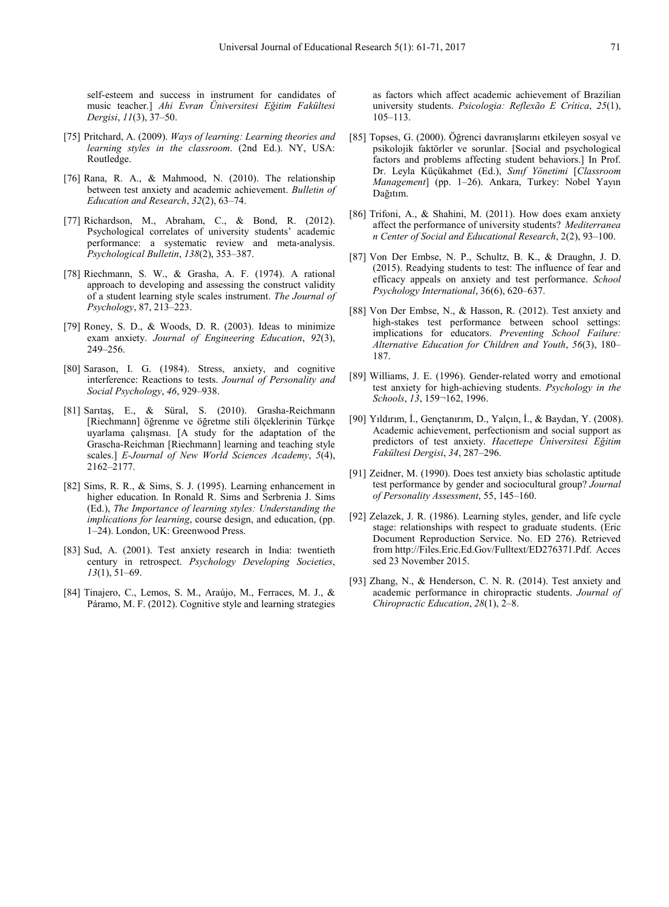self-esteem and success in instrument for candidates of music teacher.] *Ahi Evran Üniversitesi Eğitim Fakültesi Dergisi*, *11*(3), 37–50.

[75] Pritchard, A. (2009). *Ways of learning: Learning theories and learning styles in the classroom*. (2nd Ed.). NY, USA: Routledge.

[76] Rana, R. A., & Mahmood, N. (2010). The relationship between test anxiety and academic achievement. *Bulletin of Education and Research*, *32*(2), 63–74.

[77] Richardson, M., Abraham, C., & Bond, R. (2012). Psychological correlates of university students' academic performance: a systematic review and meta-analysis. *Psychological Bulletin*, *138*(2), 353–387.

[78] Riechmann, S. W., & Grasha, A. F. (1974). A rational approach to developing and assessing the construct validity of a student learning style scales instrument. *The Journal of Psychology*, 87, 213–223.

[79] Roney, S. D., & Woods, D. R. (2003). Ideas to minimize exam anxiety. *Journal of Engineering Education*, *92*(3), 249–256.

[80] Sarason, I. G. (1984). Stress, anxiety, and cognitive interference: Reactions to tests. *Journal of Personality and Social Psychology*, *46*, 929–938.

[81] Sarıtaş, E., & Süral, S. (2010). Grasha-Reichmann [Riechmann] öğrenme ve öğretme stili ölçeklerinin Türkçe uyarlama çalışması. [A study for the adaptation of the Grascha-Reichman [Riechmann] learning and teaching style scales.] *E-Journal of New World Sciences Academy*, *5*(4), 2162–2177.

[82] Sims, R. R., & Sims, S. J. (1995). Learning enhancement in higher education. In Ronald R. Sims and Serbrenia J. Sims (Ed.), *The Importance of learning styles: Understanding the implications for learning*, course design, and education, (pp. 1–24). London, UK: Greenwood Press.

[83] Sud, A. (2001). Test anxiety research in India: twentieth century in retrospect. *Psychology Developing Societies*, *13*(1), 51–69.

[84] Tinajero, C., Lemos, S. M., Araújo, M., Ferraces, M. J., & Páramo, M. F. (2012). Cognitive style and learning strategies as factors which affect academic achievement of Brazilian university students. *Psicologia: Reflexão E Crítica*, *25*(1), 105–113.

[85] Topses, G. (2000). Öğrenci davranışlarını etkileyen sosyal ve psikolojik faktörler ve sorunlar. [Social and psychological factors and problems affecting student behaviors.] In Prof. Dr. Leyla Küçükahmet (Ed.), *Sınıf Yönetimi* [*Classroom Management*] (pp. 1–26). Ankara, Turkey: Nobel Yayın Dağıtım.

[86] Trifoni, A., & Shahini, M. (2011). How does exam anxiety affect the performance of university students? *Mediterranea n Center of Social and Educational Research*, 2(2), 93–100.

[87] Von Der Embse, N. P., Schultz, B. K., & Draughn, J. D. (2015). Readying students to test: The influence of fear and efficacy appeals on anxiety and test performance. *School Psychology International*, 36(6), 620–637.

[88] Von Der Embse, N., & Hasson, R. (2012). Test anxiety and high-stakes test performance between school settings: implications for educators. *Preventing School Failure: Alternative Education for Children and Youth*, *56*(3), 180–187.

[89] Williams, J. E. (1996). Gender-related worry and emotional test anxiety for high-achieving students. *Psychology in the Schools*, *13*, 159¬162, 1996.

[90] Yıldırım, İ., Gençtanırım, D., Yalçın, İ., & Baydan, Y. (2008). Academic achievement, perfectionism and social support as predictors of test anxiety. *Hacettepe Üniversitesi Eğitim Fakültesi Dergisi*, *34*, 287–296.

[91] Zeidner, M. (1990). Does test anxiety bias scholastic aptitude test performance by gender and sociocultural group? *Journal of Personality Assessment*, 55, 145–160.

[92] Zelazek, J. R. (1986). Learning styles, gender, and life cycle stage: relationships with respect to graduate students. (Eric Document Reproduction Service. No. ED 276). Retrieved from http://Files.Eric.Ed.Gov/Fulltext/ED276371.Pdf. Acces sed 23 November 2015.

[93] Zhang, N., & Henderson, C. N. R. (2014). Test anxiety and academic performance in chiropractic students. *Journal of Chiropractic Education*, *28*(1), 2–8.